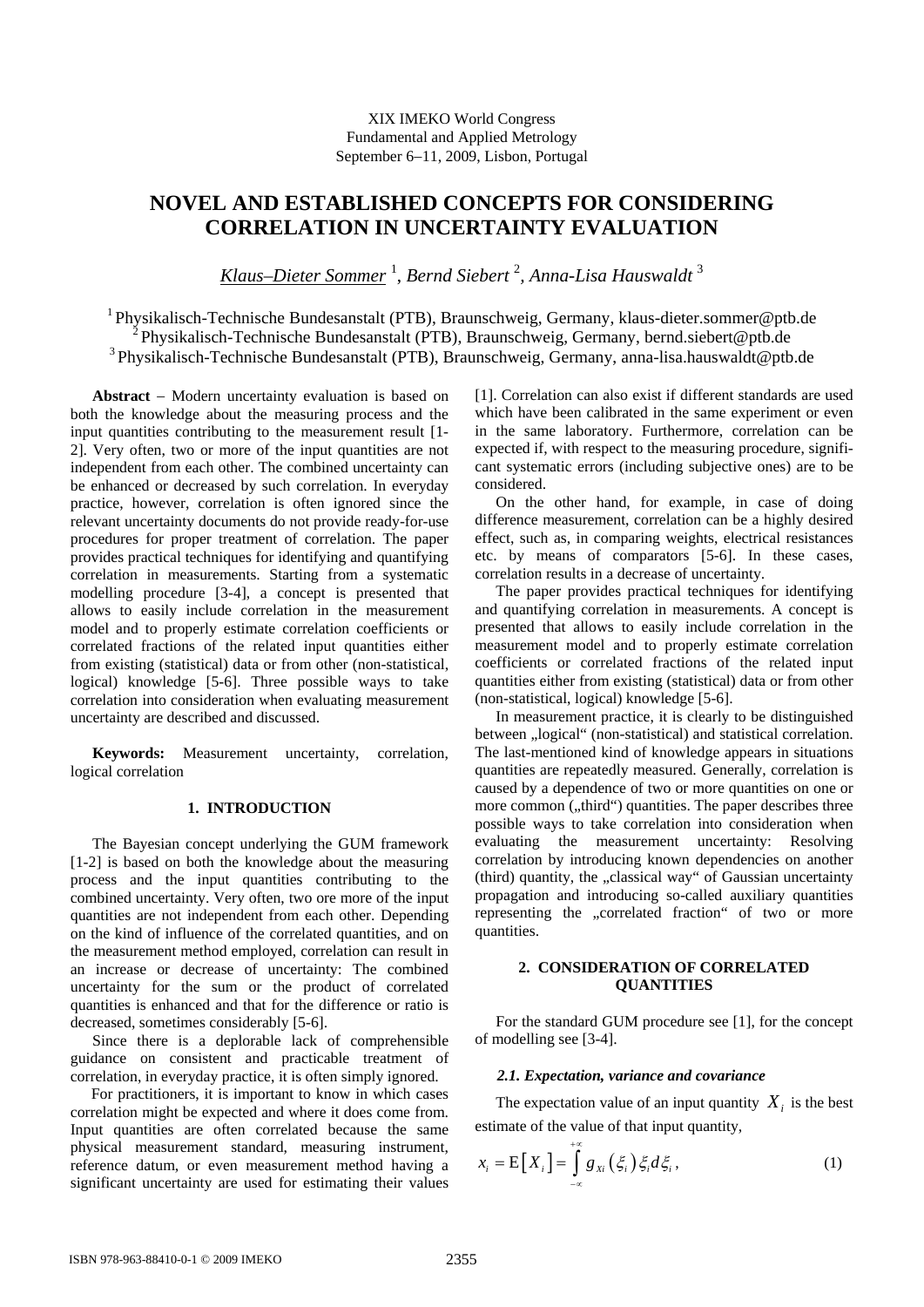XIX IMEKO World Congress
Fundamental and Applied Metrology
September 6–11, 2009, Lisbon, Portugal

# NOVEL AND ESTABLISHED CONCEPTS FOR CONSIDERING CORRELATION IN UNCERTAINTY EVALUATION

*Klaus–Dieter Sommer* [1], *Bernd Siebert* [2], *Anna-Lisa Hauswaldt* [3]

[1] Physikalisch-Technische Bundesanstalt (PTB), Braunschweig, Germany, klaus-dieter.sommer@ptb.de
[2] Physikalisch-Technische Bundesanstalt (PTB), Braunschweig, Germany, bernd.siebert@ptb.de
[3] Physikalisch-Technische Bundesanstalt (PTB), Braunschweig, Germany, anna-lisa.hauswaldt@ptb.de

**Abstract** – Modern uncertainty evaluation is based on both the knowledge about the measuring process and the input quantities contributing to the measurement result [1-2]. Very often, two or more of the input quantities are not independent from each other. The combined uncertainty can be enhanced or decreased by such correlation. In everyday practice, however, correlation is often ignored since the relevant uncertainty documents do not provide ready-for-use procedures for proper treatment of correlation. The paper provides practical techniques for identifying and quantifying correlation in measurements. Starting from a systematic modelling procedure [3-4], a concept is presented that allows to easily include correlation in the measurement model and to properly estimate correlation coefficients or correlated fractions of the related input quantities either from existing (statistical) data or from other (non-statistical, logical) knowledge [5-6]. Three possible ways to take correlation into consideration when evaluating measurement uncertainty are described and discussed.

**Keywords:** Measurement uncertainty, correlation, logical correlation

## 1. INTRODUCTION

The Bayesian concept underlying the GUM framework [1-2] is based on both the knowledge about the measuring process and the input quantities contributing to the combined uncertainty. Very often, two ore more of the input quantities are not independent from each other. Depending on the kind of influence of the correlated quantities, and on the measurement method employed, correlation can result in an increase or decrease of uncertainty: The combined uncertainty for the sum or the product of correlated quantities is enhanced and that for the difference or ratio is decreased, sometimes considerably [5-6].

Since there is a deplorable lack of comprehensible guidance on consistent and practicable treatment of correlation, in everyday practice, it is often simply ignored.

For practitioners, it is important to know in which cases correlation might be expected and where it does come from. Input quantities are often correlated because the same physical measurement standard, measuring instrument, reference datum, or even measurement method having a significant uncertainty are used for estimating their values [1]. Correlation can also exist if different standards are used which have been calibrated in the same experiment or even in the same laboratory. Furthermore, correlation can be expected if, with respect to the measuring procedure, significant systematic errors (including subjective ones) are to be considered.

On the other hand, for example, in case of doing difference measurement, correlation can be a highly desired effect, such as, in comparing weights, electrical resistances etc. by means of comparators [5-6]. In these cases, correlation results in a decrease of uncertainty.

The paper provides practical techniques for identifying and quantifying correlation in measurements. A concept is presented that allows to easily include correlation in the measurement model and to properly estimate correlation coefficients or correlated fractions of the related input quantities either from existing (statistical) data or from other (non-statistical, logical) knowledge [5-6].

In measurement practice, it is clearly to be distinguished between „logical" (non-statistical) and statistical correlation. The last-mentioned kind of knowledge appears in situations quantities are repeatedly measured. Generally, correlation is caused by a dependence of two or more quantities on one or more common („third") quantities. The paper describes three possible ways to take correlation into consideration when evaluating the measurement uncertainty: Resolving correlation by introducing known dependencies on another (third) quantity, the „classical way" of Gaussian uncertainty propagation and introducing so-called auxiliary quantities representing the „correlated fraction" of two or more quantities.

## 2. CONSIDERATION OF CORRELATED QUANTITIES

For the standard GUM procedure see [1], for the concept of modelling see [3-4].

### *2.1. Expectation, variance and covariance*

The expectation value of an input quantity $X_i$ is the best estimate of the value of that input quantity,

$$x_i = \mathrm{E}\left[X_i\right] = \int_{-\infty}^{+\infty} g_{Xi}\left(\xi_i\right)\xi_i d\xi_i\,, \qquad (1)$$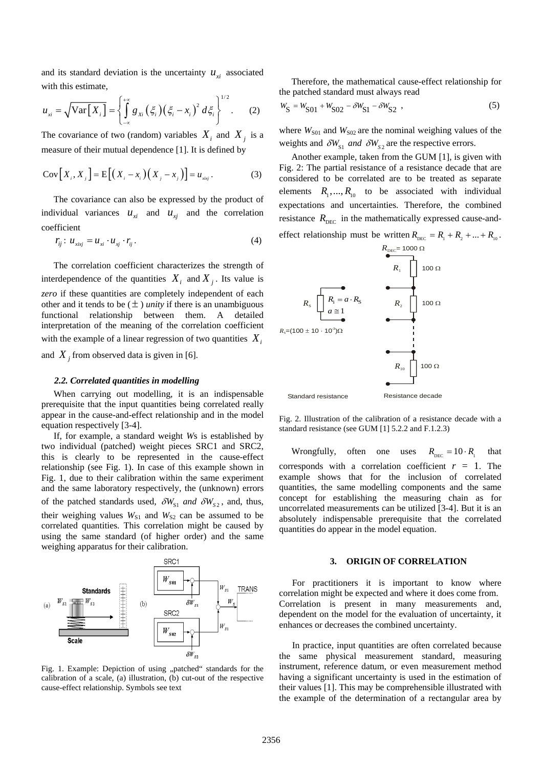and its standard deviation is the uncertainty $u_{xi}$ associated with this estimate,

$$u_{xi} = \sqrt{\mathrm{Var}\left[X_i\right]} = \left\{ \int_{-\infty}^{+\infty} g_{Xi}\left(\xi_i\right)\left(\xi_i - x_i\right)^2 d\xi_i \right\}^{1/2} . \qquad (2)$$

The covariance of two (random) variables $X_i$ and $X_j$ is a measure of their mutual dependence [1]. It is defined by

$$\mathrm{Cov}\left[X_i, X_j\right] = \mathrm{E}\left[\left(X_i - x_i\right)\left(X_j - x_j\right)\right] = u_{xixj} . \qquad (3)$$

The covariance can also be expressed by the product of individual variances $u_{xi}$ and $u_{xj}$ and the correlation coefficient

$$r_{ij}:\ u_{xixj} = u_{xi} \cdot u_{xj} \cdot r_{ij} . \qquad (4)$$

The correlation coefficient characterizes the strength of interdependence of the quantities $X_i$ and $X_j$. Its value is *zero* if these quantities are completely independent of each other and it tends to be (±) *unity* if there is an unambiguous functional relationship between them. A detailed interpretation of the meaning of the correlation coefficient with the example of a linear regression of two quantities $X_i$ and $X_j$ from observed data is given in [6].

### 2.2. Correlated quantities in modelling

When carrying out modelling, it is an indispensable prerequisite that the input quantities being correlated really appear in the cause-and-effect relationship and in the model equation respectively [3-4].

If, for example, a standard weight $W$s is established by two individual (patched) weight pieces SRC1 and SRC2, this is clearly to be represented in the cause-effect relationship (see Fig. 1). In case of this example shown in Fig. 1, due to their calibration within the same experiment and the same laboratory respectively, the (unknown) errors of the patched standards used, $\delta W_{S1}$ *and* $\delta W_{S2}$, and, thus, their weighing values $W_{S1}$ and $W_{S2}$ can be assumed to be correlated quantities. This correlation might be caused by using the same standard (of higher order) and the same weighing apparatus for their calibration.

Fig. 1. Example: Depiction of using „patched" standards for the calibration of a scale, (a) illustration, (b) cut-out of the respective cause-effect relationship. Symbols see text

Therefore, the mathematical cause-effect relationship for the patched standard must always read

$$W_S = W_{S01} + W_{S02} - \delta W_{S1} - \delta W_{S2} , \qquad (5)$$

where $W_{S01}$ and $W_{S02}$ are the nominal weighing values of the weights and $\delta W_{S1}$ *and* $\delta W_{S2}$ are the respective errors.

Another example, taken from the GUM [1], is given with Fig. 2: The partial resistance of a resistance decade that are considered to be correlated are to be treated as separate elements $R_1, ..., R_{10}$ to be associated with individual expectations and uncertainties. Therefore, the combined resistance $R_{\mathrm{DEC}}$ in the mathematically expressed cause-and-effect relationship must be written $R_{\mathrm{DEC}} = R_1 + R_2 + ... + R_{10}$.

Fig. 2. Illustration of the calibration of a resistance decade with a standard resistance (see GUM [1] 5.2.2 and F.1.2.3)

Wrongfully, often one uses $R_{\mathrm{DEC}} = 10 \cdot R_1$ that corresponds with a correlation coefficient $r = 1$. The example shows that for the inclusion of correlated quantities, the same modelling components and the same concept for establishing the measuring chain as for uncorrelated measurements can be utilized [3-4]. But it is an absolutely indispensable prerequisite that the correlated quantities do appear in the model equation.

## 3. ORIGIN OF CORRELATION

For practitioners it is important to know where correlation might be expected and where it does come from. Correlation is present in many measurements and, dependent on the model for the evaluation of uncertainty, it enhances or decreases the combined uncertainty.

In practice, input quantities are often correlated because the same physical measurement standard, measuring instrument, reference datum, or even measurement method having a significant uncertainty is used in the estimation of their values [1]. This may be comprehensible illustrated with the example of the determination of a rectangular area by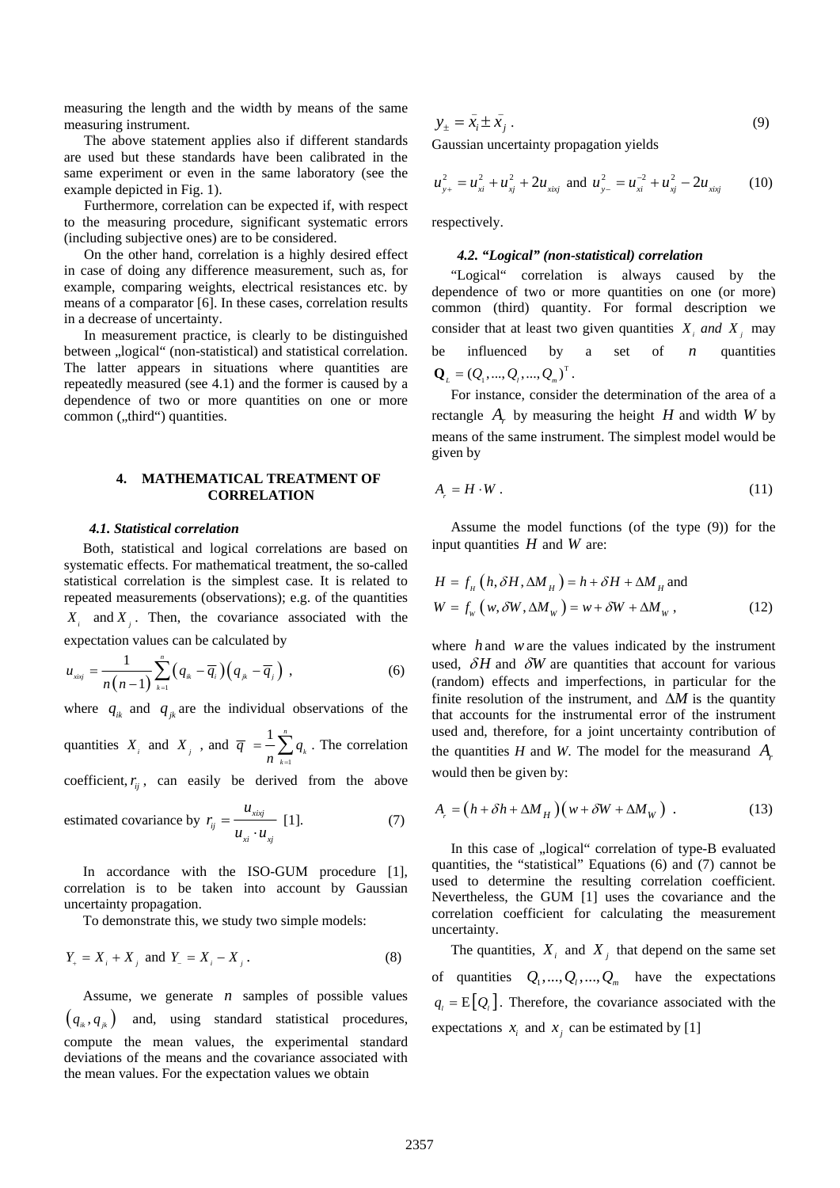measuring the length and the width by means of the same measuring instrument.

The above statement applies also if different standards are used but these standards have been calibrated in the same experiment or even in the same laboratory (see the example depicted in Fig. 1).

Furthermore, correlation can be expected if, with respect to the measuring procedure, significant systematic errors (including subjective ones) are to be considered.

On the other hand, correlation is a highly desired effect in case of doing any difference measurement, such as, for example, comparing weights, electrical resistances etc. by means of a comparator [6]. In these cases, correlation results in a decrease of uncertainty.

In measurement practice, is clearly to be distinguished between „logical" (non-statistical) and statistical correlation. The latter appears in situations where quantities are repeatedly measured (see 4.1) and the former is caused by a dependence of two or more quantities on one or more common („third") quantities.

## 4. MATHEMATICAL TREATMENT OF CORRELATION

### *4.1. Statistical correlation*

Both, statistical and logical correlations are based on systematic effects. For mathematical treatment, the so-called statistical correlation is the simplest case. It is related to repeated measurements (observations); e.g. of the quantities $X_i$ and $X_j$. Then, the covariance associated with the expectation values can be calculated by

$$u_{xixj} = \frac{1}{n(n-1)} \sum_{k=1}^{n} \left(q_{ik} - \overline{q}_i\right)\left(q_{jk} - \overline{q}_j\right) \ , \tag{6}$$

where $q_{ik}$ and $q_{jk}$ are the individual observations of the quantities $X_i$ and $X_j$ , and $\overline{q} = \frac{1}{n}\sum_{k=1}^{n} q_k$ . The correlation coefficient, $r_{ij}$ , can easily be derived from the above estimated covariance by $r_{ij} = \frac{u_{xixj}}{u_{xi} \cdot u_{xj}}$ [1]. (7)

In accordance with the ISO-GUM procedure [1], correlation is to be taken into account by Gaussian uncertainty propagation.

To demonstrate this, we study two simple models:

$$Y_+ = X_i + X_j \text{ and } Y_- = X_i - X_j \, . \tag{8}$$

Assume, we generate $n$ samples of possible values $\left(q_{ik}, q_{jk}\right)$ and, using standard statistical procedures, compute the mean values, the experimental standard deviations of the means and the covariance associated with the mean values. For the expectation values we obtain

$$y_{\pm} = \bar{x}_i \pm \bar{x}_j \, . \tag{9}$$

Gaussian uncertainty propagation yields

$$u_{y+}^2 = u_{xi}^2 + u_{xj}^2 + 2u_{xixj} \text{ and } u_{y-}^2 = u_{xi}^{-2} + u_{xj}^2 - 2u_{xixj} \tag{10}$$

respectively.

### *4.2. "Logical" (non-statistical) correlation*

"Logical" correlation is always caused by the dependence of two or more quantities on one (or more) common (third) quantity. For formal description we consider that at least two given quantities $X_i$ *and* $X_j$ may be influenced by a set of $n$ quantities $\mathbf{Q}_L = (Q_1, ..., Q_l, ..., Q_m)^{\mathrm{T}}$ .

For instance, consider the determination of the area of a rectangle $A_r$ by measuring the height $H$ and width $W$ by means of the same instrument. The simplest model would be given by

$$A_r = H \cdot W \, . \tag{11}$$

Assume the model functions (of the type (9)) for the input quantities $H$ and $W$ are:

$$H = f_H\left(h, \delta H, \Delta M_H\right) = h + \delta H + \Delta M_H \text{ and}$$
$$W = f_W\left(w, \delta W, \Delta M_W\right) = w + \delta W + \Delta M_W \, , \tag{12}$$

where $h$ and $w$ are the values indicated by the instrument used, $\delta H$ and $\delta W$ are quantities that account for various (random) effects and imperfections, in particular for the finite resolution of the instrument, and $\Delta M$ is the quantity that accounts for the instrumental error of the instrument used and, therefore, for a joint uncertainty contribution of the quantities *H* and *W*. The model for the measurand $A_r$ would then be given by:

$$A_r = \left(h + \delta h + \Delta M_H\right)\left(w + \delta W + \Delta M_W\right) \ . \tag{13}$$

In this case of „logical" correlation of type-B evaluated quantities, the "statistical" Equations (6) and (7) cannot be used to determine the resulting correlation coefficient. Nevertheless, the GUM [1] uses the covariance and the correlation coefficient for calculating the measurement uncertainty.

The quantities, $X_i$ and $X_j$ that depend on the same set of quantities $Q_1, ..., Q_l, ..., Q_m$ have the expectations $q_l = \mathrm{E}\left[Q_l\right]$. Therefore, the covariance associated with the expectations $x_i$ and $x_j$ can be estimated by [1]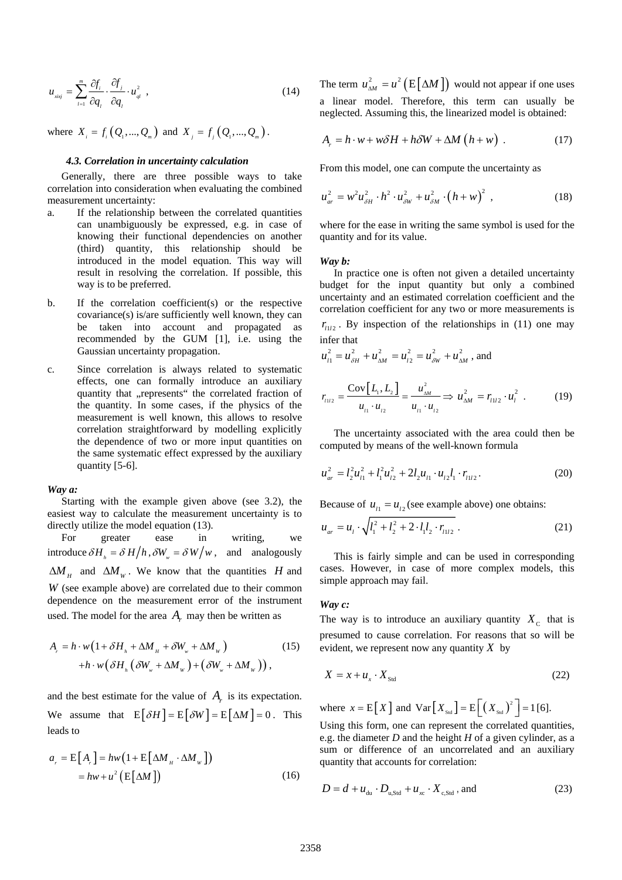$$u_{xixj} = \sum_{l=1}^{m} \frac{\partial f_i}{\partial q_l} \cdot \frac{\partial f_j}{\partial q_l} \cdot u_{ql}^2 \ , \tag{14}$$

where $X_i = f_i(Q_1, ..., Q_m)$ and $X_j = f_j(Q_1, ..., Q_m)$.

#### 4.3. Correlation in uncertainty calculation

Generally, there are three possible ways to take correlation into consideration when evaluating the combined measurement uncertainty:

a. If the relationship between the correlated quantities can unambiguously be expressed, e.g. in case of knowing their functional dependencies on another (third) quantity, this relationship should be introduced in the model equation. This way will result in resolving the correlation. If possible, this way is to be preferred.

b. If the correlation coefficient(s) or the respective covariance(s) is/are sufficiently well known, they can be taken into account and propagated as recommended by the GUM [1], i.e. using the Gaussian uncertainty propagation.

c. Since correlation is always related to systematic effects, one can formally introduce an auxiliary quantity that „represents" the correlated fraction of the quantity. In some cases, if the physics of the measurement is well known, this allows to resolve correlation straightforward by modelling explicitly the dependence of two or more input quantities on the same systematic effect expressed by the auxiliary quantity [5-6].

*Way a:*

Starting with the example given above (see 3.2), the easiest way to calculate the measurement uncertainty is to directly utilize the model equation (13).

For greater ease in writing, we introduce $\delta H_h = \delta H / h$, $\delta W_w = \delta W / w$, and analogously $\Delta M_H$ and $\Delta M_W$. We know that the quantities $H$ and $W$ (see example above) are correlated due to their common dependence on the measurement error of the instrument used. The model for the area $A_r$ may then be written as

$$\begin{aligned} A_r &= h \cdot w \left(1 + \delta H_h + \Delta M_H + \delta W_w + \Delta M_W\right) \\ &\quad + h \cdot w \left(\delta H_h \left(\delta W_w + \Delta M_W\right) + \left(\delta W_w + \Delta M_W\right)\right), \end{aligned} \tag{15}$$

and the best estimate for the value of $A_r$ is its expectation. We assume that $\mathrm{E}[\delta H] = \mathrm{E}[\delta W] = \mathrm{E}[\Delta M] = 0$. This leads to

$$\begin{aligned} a_r = \mathrm{E}[A_r] &= hw\left(1 + \mathrm{E}[\Delta M_H \cdot \Delta M_W]\right) \\ &= hw + u^2\left(\mathrm{E}[\Delta M]\right) \end{aligned} \tag{16}$$

The term $u_{\Delta M}^2 = u^2\left(\mathrm{E}[\Delta M]\right)$ would not appear if one uses a linear model. Therefore, this term can usually be neglected. Assuming this, the linearized model is obtained:

$$A_r = h \cdot w + w\delta H + h\delta W + \Delta M \left(h + w\right) \ . \tag{17}$$

From this model, one can compute the uncertainty as

$$u_{ar}^2 = w^2 u_{\delta H}^2 \cdot h^2 \cdot u_{\delta W}^2 + u_{\delta M}^2 \cdot \left(h + w\right)^2 \ , \tag{18}$$

where for the ease in writing the same symbol is used for the quantity and for its value.

*Way b:*

In practice one is often not given a detailed uncertainty budget for the input quantity but only a combined uncertainty and an estimated correlation coefficient and the correlation coefficient for any two or more measurements is $r_{l1l2}$. By inspection of the relationships in (11) one may infer that

$u_{l1}^2 = u_{\delta H}^2 + u_{\Delta M}^2 = u_{l2}^2 = u_{\delta W}^2 + u_{\Delta M}^2$, and

$$r_{l1l2} = \frac{\mathrm{Cov}[L_1, L_2]}{u_{l1} \cdot u_{l2}} = \frac{u_{\Delta M}^2}{u_{l1} \cdot u_{l2}} \Rightarrow u_{\Delta M}^2 = r_{l1l2} \cdot u_l^2 \ . \tag{19}$$

The uncertainty associated with the area could then be computed by means of the well-known formula

$$u_{ar}^2 = l_2^2 u_{l1}^2 + l_1^2 u_{l2}^2 + 2 l_2 u_{l1} \cdot u_{l2} l_1 \cdot r_{l1l2} . \tag{20}$$

Because of $u_{l1} = u_{l2}$ (see example above) one obtains:

$$u_{ar} = u_l \cdot \sqrt{l_1^2 + l_2^2 + 2 \cdot l_1 l_2 \cdot r_{l1l2}} \ . \tag{21}$$

This is fairly simple and can be used in corresponding cases. However, in case of more complex models, this simple approach may fail.

*Way c:*

The way is to introduce an auxiliary quantity $X_{\mathrm{C}}$ that is presumed to cause correlation. For reasons that so will be evident, we represent now any quantity $X$ by

$$X = x + u_x \cdot X_{\mathrm{Std}} \tag{22}$$

where $x = \mathrm{E}[X]$ and $\mathrm{Var}[X_{\mathrm{Std}}] = \mathrm{E}\left[\left(X_{\mathrm{Std}}\right)^2\right] = 1$ [6].

Using this form, one can represent the correlated quantities, e.g. the diameter $D$ and the height $H$ of a given cylinder, as a sum or difference of an uncorrelated and an auxiliary quantity that accounts for correlation:

$$D = d + u_{\mathrm{du}} \cdot D_{\mathrm{u,Std}} + u_{xc} \cdot X_{\mathrm{c,Std}} \text{, and} \tag{23}$$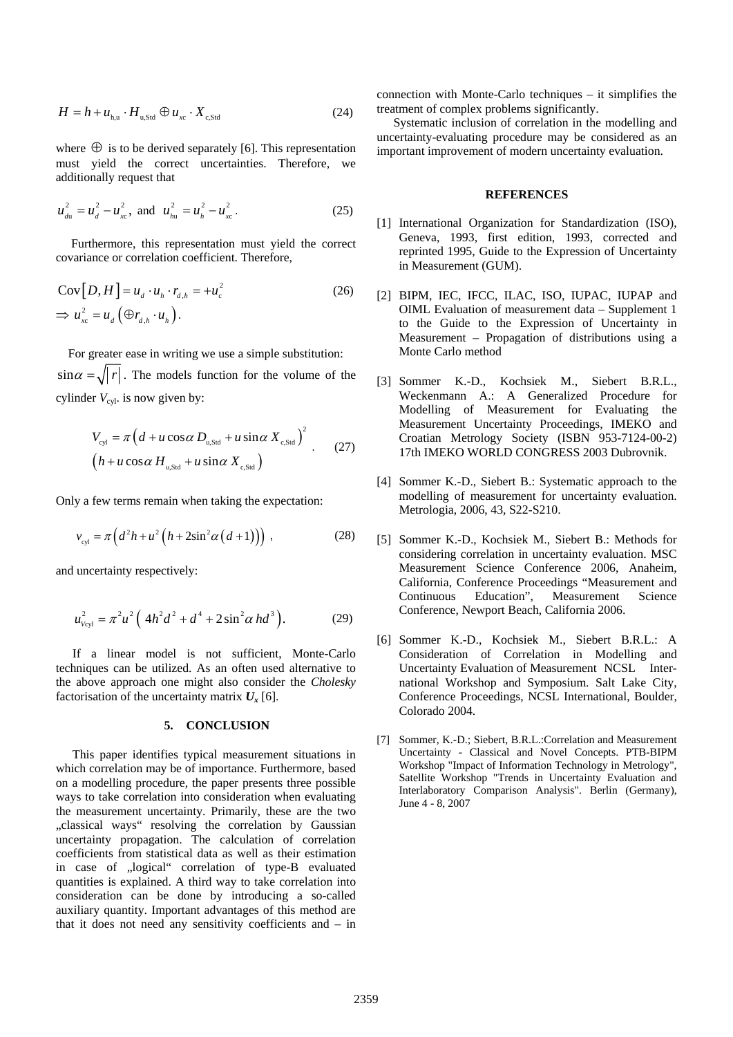$$H = h + u_{\text{h,u}} \cdot H_{\text{u,Std}} \oplus u_{xc} \cdot X_{\text{c,Std}} \tag{24}$$

where $\oplus$ is to be derived separately [6]. This representation must yield the correct uncertainties. Therefore, we additionally request that

$$u_{d\text{u}}^2 = u_d^2 - u_{xc}^2, \text{ and } u_{h\text{u}}^2 = u_h^2 - u_{xc}^2. \tag{25}$$

Furthermore, this representation must yield the correct covariance or correlation coefficient. Therefore,

$$\begin{aligned} &\text{Cov}\left[D, H\right] = u_d \cdot u_h \cdot r_{d,h} = +u_c^2 \\ &\Rightarrow u_{xc}^2 = u_d \left(\oplus r_{d,h} \cdot u_h\right). \end{aligned} \tag{26}$$

For greater ease in writing we use a simple substitution: $\sin\alpha = \sqrt{|r|}$. The models function for the volume of the cylinder $V_{\text{cyl}}$. is now given by:

$$\begin{aligned} &V_{\text{cyl}} = \pi\left(d + u\cos\alpha\, D_{\text{u,Std}} + u\sin\alpha\, X_{\text{c,Std}}\right)^2 \\ &\left(h + u\cos\alpha\, H_{\text{u,Std}} + u\sin\alpha\, X_{\text{c,Std}}\right) \end{aligned} \tag{27}$$

Only a few terms remain when taking the expectation:

$$v_{\text{cyl}} = \pi\left(d^2 h + u^2\left(h + 2\sin^2\alpha\left(d+1\right)\right)\right), \tag{28}$$

and uncertainty respectively:

$$u_{V\text{cyl}}^2 = \pi^2 u^2\left(4h^2 d^2 + d^4 + 2\sin^2\alpha\, hd^3\right). \tag{29}$$

If a linear model is not sufficient, Monte-Carlo techniques can be utilized. As an often used alternative to the above approach one might also consider the *Cholesky* factorisation of the uncertainty matrix $\boldsymbol{U_x}$ [6].

## 5. CONCLUSION

This paper identifies typical measurement situations in which correlation may be of importance. Furthermore, based on a modelling procedure, the paper presents three possible ways to take correlation into consideration when evaluating the measurement uncertainty. Primarily, these are the two „classical ways“ resolving the correlation by Gaussian uncertainty propagation. The calculation of correlation coefficients from statistical data as well as their estimation in case of „logical“ correlation of type-B evaluated quantities is explained. A third way to take correlation into consideration can be done by introducing a so-called auxiliary quantity. Important advantages of this method are that it does not need any sensitivity coefficients and – in connection with Monte-Carlo techniques – it simplifies the treatment of complex problems significantly.

Systematic inclusion of correlation in the modelling and uncertainty-evaluating procedure may be considered as an important improvement of modern uncertainty evaluation.

## REFERENCES

[1] International Organization for Standardization (ISO), Geneva, 1993, first edition, 1993, corrected and reprinted 1995, Guide to the Expression of Uncertainty in Measurement (GUM).

[2] BIPM, IEC, IFCC, ILAC, ISO, IUPAC, IUPAP and OIML Evaluation of measurement data – Supplement 1 to the Guide to the Expression of Uncertainty in Measurement – Propagation of distributions using a Monte Carlo method

[3] Sommer K.-D., Kochsiek M., Siebert B.R.L., Weckenmann A.: A Generalized Procedure for Modelling of Measurement for Evaluating the Measurement Uncertainty Proceedings, IMEKO and Croatian Metrology Society (ISBN 953-7124-00-2) 17th IMEKO WORLD CONGRESS 2003 Dubrovnik.

[4] Sommer K.-D., Siebert B.: Systematic approach to the modelling of measurement for uncertainty evaluation. Metrologia, 2006, 43, S22-S210.

[5] Sommer K.-D., Kochsiek M., Siebert B.: Methods for considering correlation in uncertainty evaluation. MSC Measurement Science Conference 2006, Anaheim, California, Conference Proceedings “Measurement and Continuous Education”, Measurement Science Conference, Newport Beach, California 2006.

[6] Sommer K.-D., Kochsiek M., Siebert B.R.L.: A Consideration of Correlation in Modelling and Uncertainty Evaluation of Measurement NCSL International Workshop and Symposium. Salt Lake City, Conference Proceedings, NCSL International, Boulder, Colorado 2004.

[7] Sommer, K.-D.; Siebert, B.R.L.:Correlation and Measurement Uncertainty - Classical and Novel Concepts. PTB-BIPM Workshop "Impact of Information Technology in Metrology", Satellite Workshop "Trends in Uncertainty Evaluation and Interlaboratory Comparison Analysis". Berlin (Germany), June 4 - 8, 2007